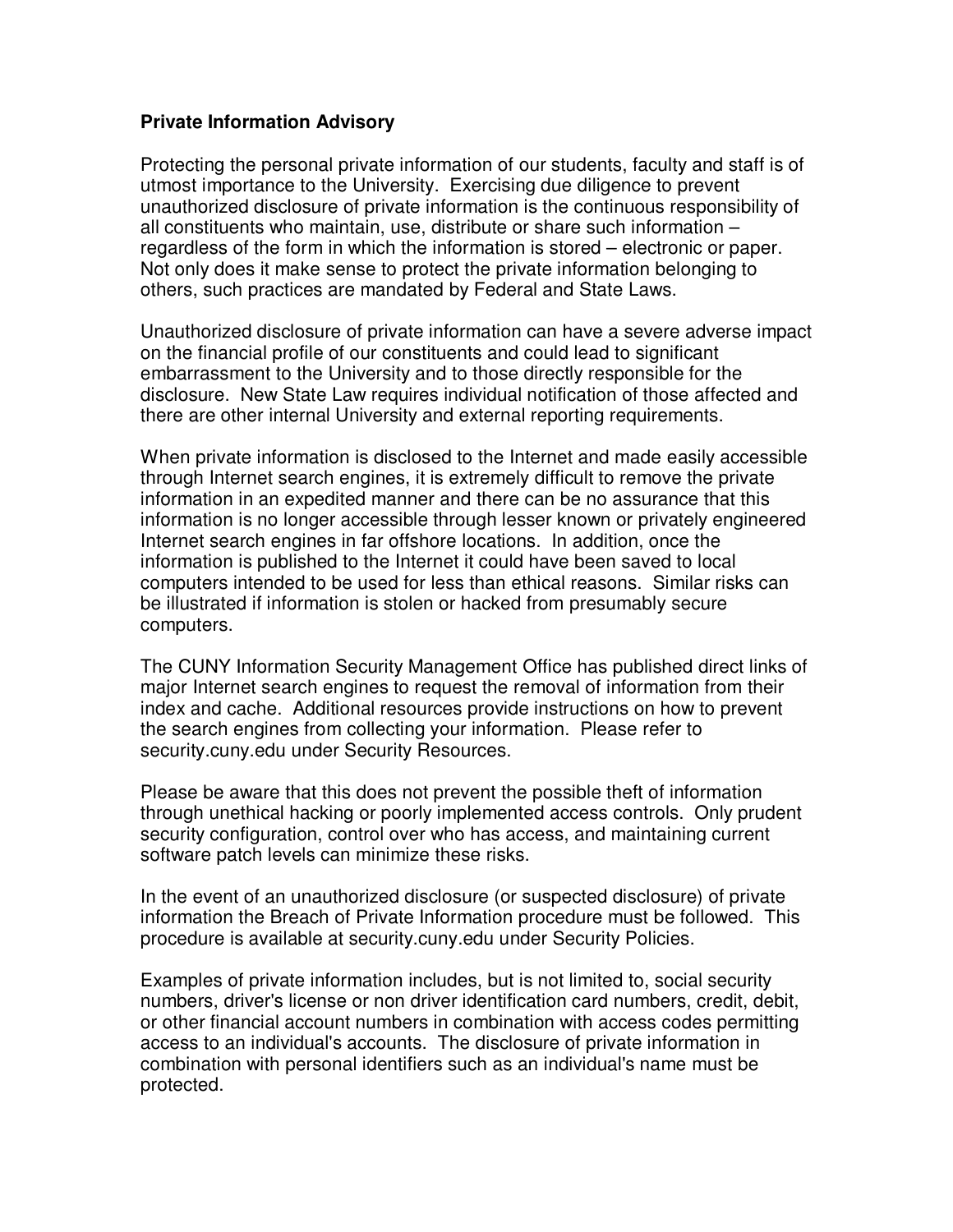**Private Information Advisory**

Protecting the personal private information of our students, faculty and staff is of utmost importance to the University. Exercising due diligence to prevent unauthorized disclosure of private information is the continuous responsibility of all constituents who maintain, use, distribute or share such information – regardless of the form in which the information is stored – electronic or paper. Not only does it make sense to protect the private information belonging to others, such practices are mandated by Federal and State Laws.

Unauthorized disclosure of private information can have a severe adverse impact on the financial profile of our constituents and could lead to significant embarrassment to the University and to those directly responsible for the disclosure. New State Law requires individual notification of those affected and there are other internal University and external reporting requirements.

When private information is disclosed to the Internet and made easily accessible through Internet search engines, it is extremely difficult to remove the private information in an expedited manner and there can be no assurance that this information is no longer accessible through lesser known or privately engineered Internet search engines in far offshore locations. In addition, once the information is published to the Internet it could have been saved to local computers intended to be used for less than ethical reasons. Similar risks can be illustrated if information is stolen or hacked from presumably secure computers.

The CUNY Information Security Management Office has published direct links of major Internet search engines to request the removal of information from their index and cache. Additional resources provide instructions on how to prevent the search engines from collecting your information. Please refer to security.cuny.edu under Security Resources.

Please be aware that this does not prevent the possible theft of information through unethical hacking or poorly implemented access controls. Only prudent security configuration, control over who has access, and maintaining current software patch levels can minimize these risks.

In the event of an unauthorized disclosure (or suspected disclosure) of private information the Breach of Private Information procedure must be followed. This procedure is available at security.cuny.edu under Security Policies.

Examples of private information includes, but is not limited to, social security numbers, driver's license or non driver identification card numbers, credit, debit, or other financial account numbers in combination with access codes permitting access to an individual's accounts. The disclosure of private information in combination with personal identifiers such as an individual's name must be protected.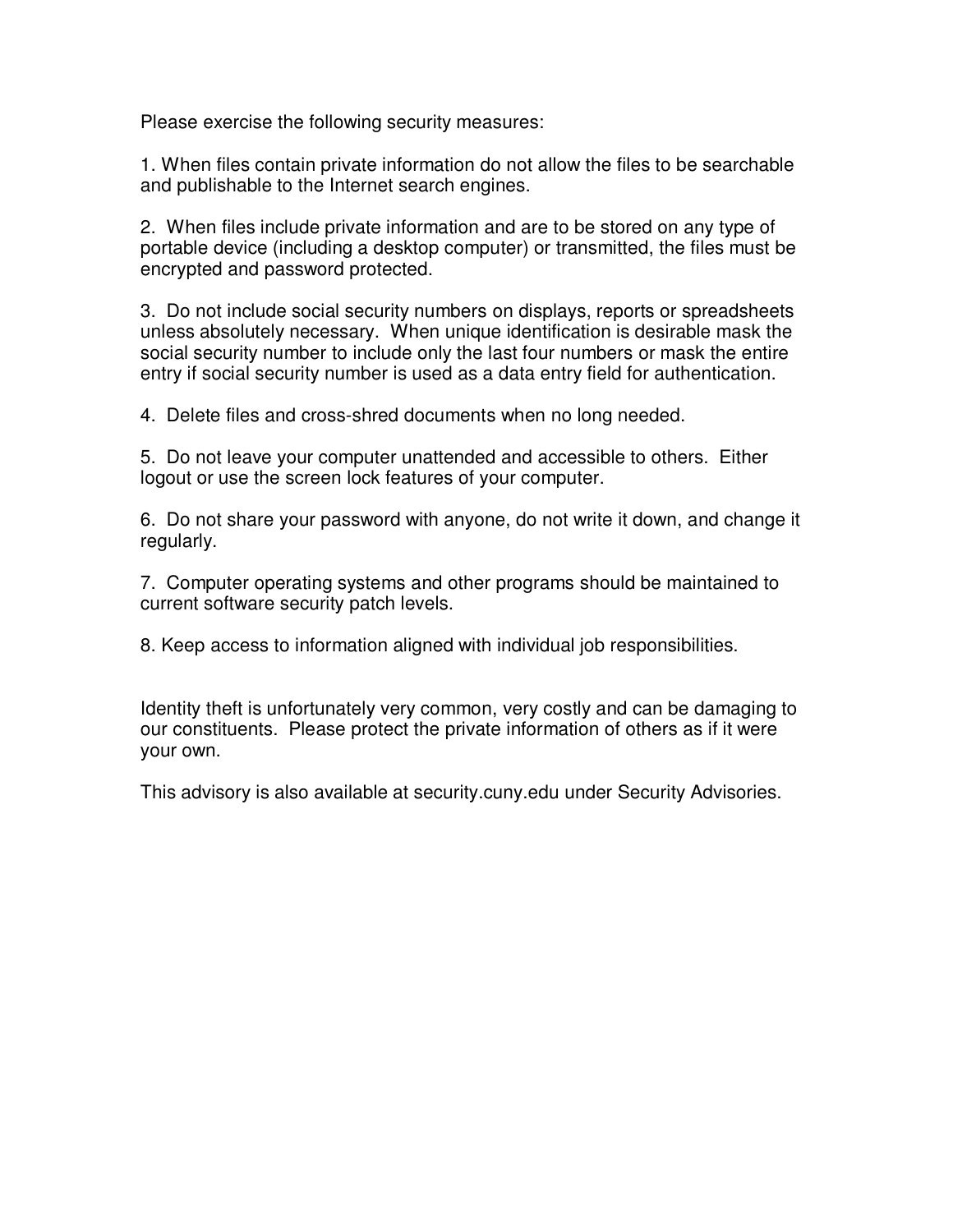Please exercise the following security measures:

1. When files contain private information do not allow the files to be searchable and publishable to the Internet search engines.

2. When files include private information and are to be stored on any type of portable device (including a desktop computer) or transmitted, the files must be encrypted and password protected.

3. Do not include social security numbers on displays, reports or spreadsheets unless absolutely necessary. When unique identification is desirable mask the social security number to include only the last four numbers or mask the entire entry if social security number is used as a data entry field for authentication.

4. Delete files and cross-shred documents when no long needed.

5. Do not leave your computer unattended and accessible to others. Either logout or use the screen lock features of your computer.

6. Do not share your password with anyone, do not write it down, and change it regularly.

7. Computer operating systems and other programs should be maintained to current software security patch levels.

8. Keep access to information aligned with individual job responsibilities.

Identity theft is unfortunately very common, very costly and can be damaging to our constituents. Please protect the private information of others as if it were your own.

This advisory is also available at security.cuny.edu under Security Advisories.